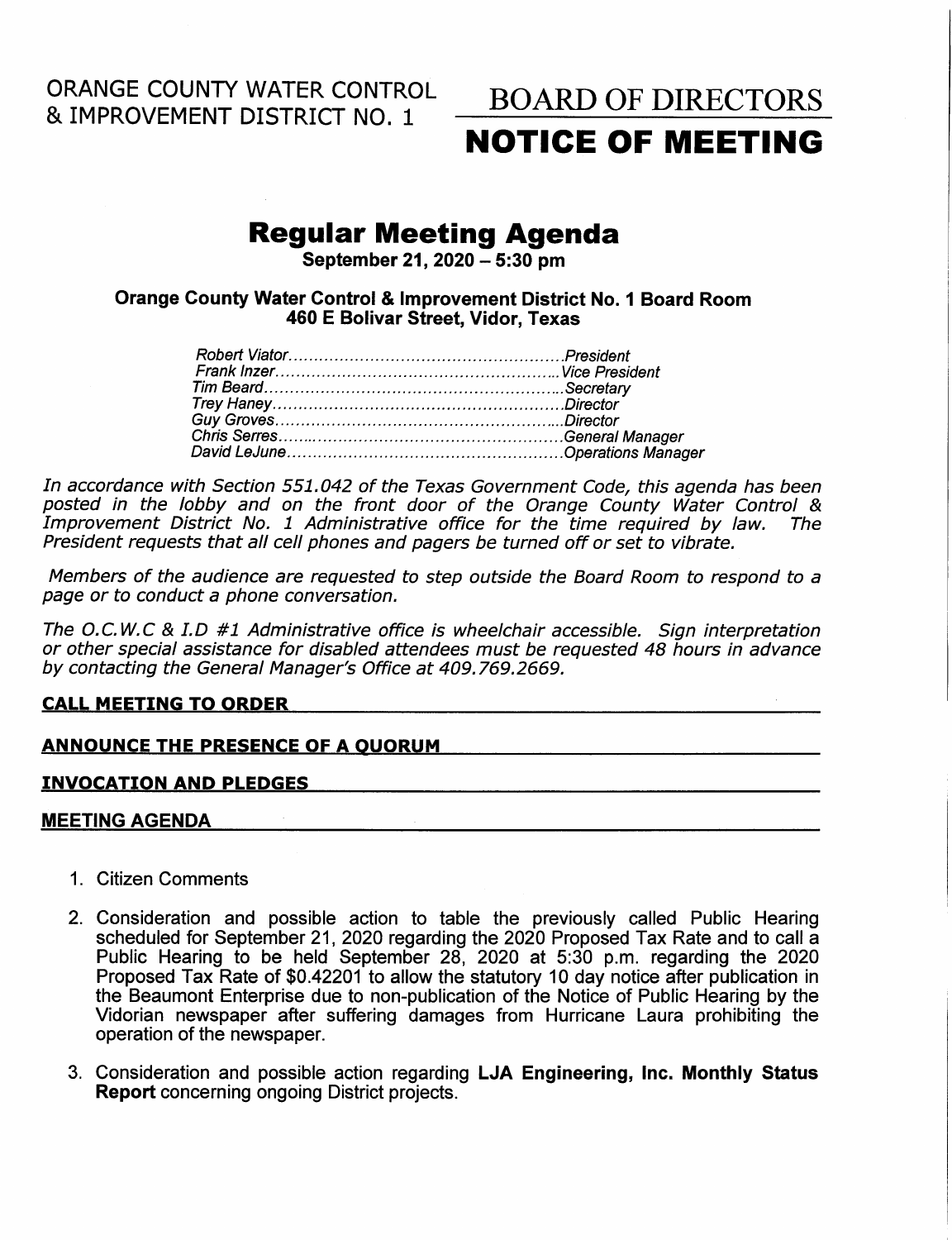ORANGE COUNTY WATER CONTROL & IMPROVEMENT DISTRICT NO. 1

# BOARD OF DIRECTORS

# NOTICE OF MEETING

## Regular Meeting Agenda

**September 21, 2020 – 5:30 pm**

**Orange County Water Control & Improvement District No. 1 Board Room**
**460 E Bolivar Street, Vidor, Texas**

| | |
|---|---|
| *Robert Viator* | *President* |
| *Frank Inzer* | *Vice President* |
| *Tim Beard* | *Secretary* |
| *Trey Haney* | *Director* |
| *Guy Groves* | *Director* |
| *Chris Serres* | *General Manager* |
| *David LeJune* | *Operations Manager* |

*In accordance with Section 551.042 of the Texas Government Code, this agenda has been posted in the lobby and on the front door of the Orange County Water Control & Improvement District No. 1 Administrative office for the time required by law. The President requests that all cell phones and pagers be turned off or set to vibrate.*

*Members of the audience are requested to step outside the Board Room to respond to a page or to conduct a phone conversation.*

*The O.C.W.C & I.D #1 Administrative office is wheelchair accessible. Sign interpretation or other special assistance for disabled attendees must be requested 48 hours in advance by contacting the General Manager's Office at 409.769.2669.*

**CALL MEETING TO ORDER**

**ANNOUNCE THE PRESENCE OF A QUORUM**

**INVOCATION AND PLEDGES**

**MEETING AGENDA**

1. Citizen Comments

2. Consideration and possible action to table the previously called Public Hearing scheduled for September 21, 2020 regarding the 2020 Proposed Tax Rate and to call a Public Hearing to be held September 28, 2020 at 5:30 p.m. regarding the 2020 Proposed Tax Rate of $0.42201 to allow the statutory 10 day notice after publication in the Beaumont Enterprise due to non-publication of the Notice of Public Hearing by the Vidorian newspaper after suffering damages from Hurricane Laura prohibiting the operation of the newspaper.

3. Consideration and possible action regarding **LJA Engineering, Inc. Monthly Status Report** concerning ongoing District projects.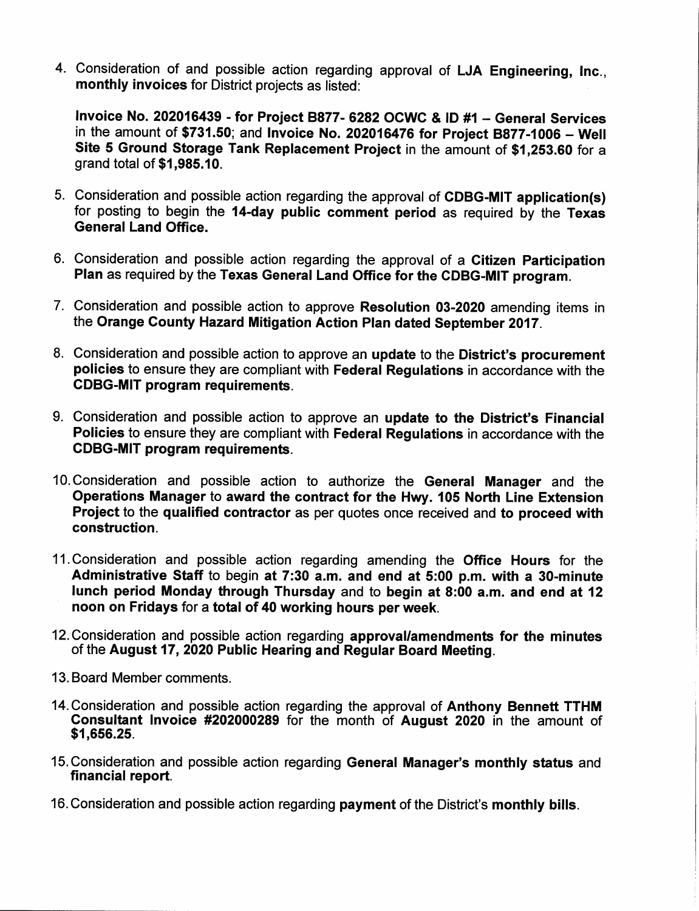4. Consideration of and possible action regarding approval of **LJA Engineering, Inc.**, **monthly invoices** for District projects as listed:

   **Invoice No. 202016439 - for Project B877- 6282 OCWC & ID #1 – General Services** in the amount of **$731.50**; and **Invoice No. 202016476 for Project B877-1006 – Well Site 5 Ground Storage Tank Replacement Project** in the amount of **$1,253.60** for a grand total of **$1,985.10**.

5. Consideration and possible action regarding the approval of **CDBG-MIT application(s)** for posting to begin the **14-day public comment period** as required by the **Texas General Land Office.**

6. Consideration and possible action regarding the approval of a **Citizen Participation Plan** as required by the **Texas General Land Office for the CDBG-MIT program**.

7. Consideration and possible action to approve **Resolution 03-2020** amending items in the **Orange County Hazard Mitigation Action Plan dated September 2017**.

8. Consideration and possible action to approve an **update** to the **District's procurement policies** to ensure they are compliant with **Federal Regulations** in accordance with the **CDBG-MIT program requirements**.

9. Consideration and possible action to approve an **update to the District's Financial Policies** to ensure they are compliant with **Federal Regulations** in accordance with the **CDBG-MIT program requirements**.

10. Consideration and possible action to authorize the **General Manager** and the **Operations Manager** to **award the contract for the Hwy. 105 North Line Extension Project** to the **qualified contractor** as per quotes once received and **to proceed with construction**.

11. Consideration and possible action regarding amending the **Office Hours** for the **Administrative Staff** to begin **at 7:30 a.m. and end at 5:00 p.m. with a 30-minute lunch period Monday through Thursday** and to **begin at 8:00 a.m. and end at 12 noon on Fridays** for a **total of 40 working hours per week**.

12. Consideration and possible action regarding **approval/amendments for the minutes** of the **August 17, 2020 Public Hearing and Regular Board Meeting**.

13. Board Member comments.

14. Consideration and possible action regarding the approval of **Anthony Bennett TTHM Consultant Invoice #202000289** for the month of **August 2020** in the amount of **$1,656.25**.

15. Consideration and possible action regarding **General Manager's monthly status** and **financial report**.

16. Consideration and possible action regarding **payment** of the District's **monthly bills**.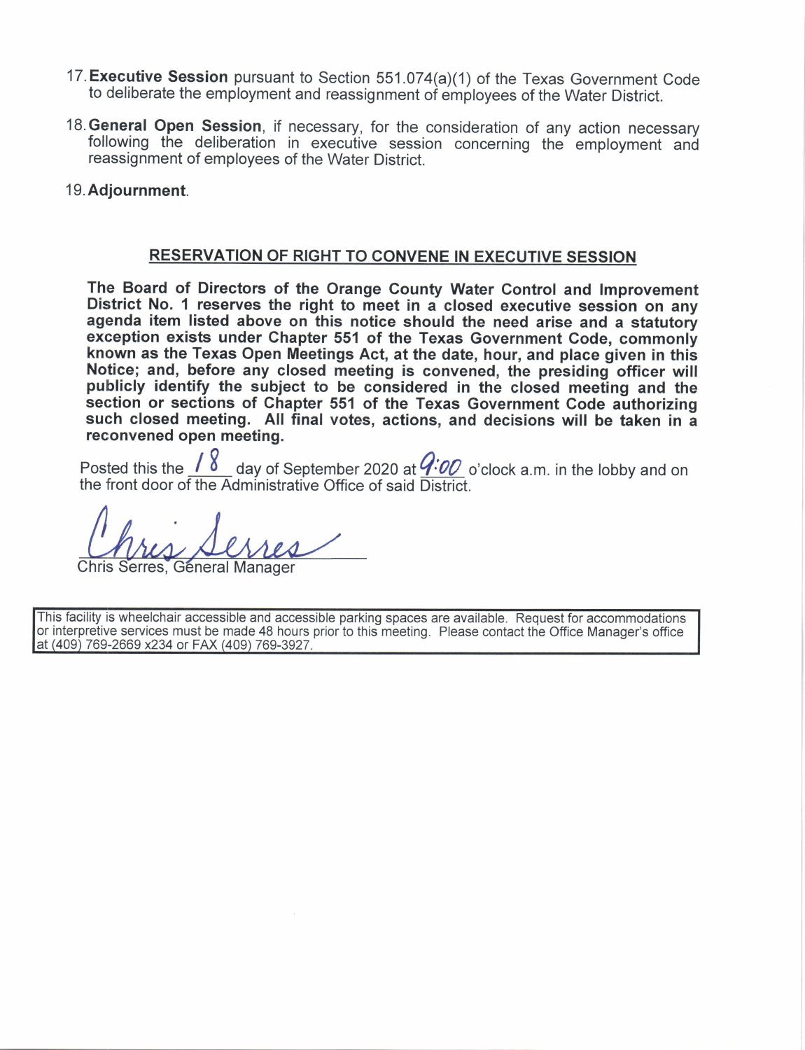17. **Executive Session** pursuant to Section 551.074(a)(1) of the Texas Government Code to deliberate the employment and reassignment of employees of the Water District.

18. **General Open Session**, if necessary, for the consideration of any action necessary following the deliberation in executive session concerning the employment and reassignment of employees of the Water District.

19. **Adjournment**.

## RESERVATION OF RIGHT TO CONVENE IN EXECUTIVE SESSION

**The Board of Directors of the Orange County Water Control and Improvement District No. 1 reserves the right to meet in a closed executive session on any agenda item listed above on this notice should the need arise and a statutory exception exists under Chapter 551 of the Texas Government Code, commonly known as the Texas Open Meetings Act, at the date, hour, and place given in this Notice; and, before any closed meeting is convened, the presiding officer will publicly identify the subject to be considered in the closed meeting and the section or sections of Chapter 551 of the Texas Government Code authorizing such closed meeting. All final votes, actions, and decisions will be taken in a reconvened open meeting.**

Posted this the 18 day of September 2020 at 9:00 o'clock a.m. in the lobby and on the front door of the Administrative Office of said District.

Chris Serres

Chris Serres, General Manager

This facility is wheelchair accessible and accessible parking spaces are available. Request for accommodations or interpretive services must be made 48 hours prior to this meeting. Please contact the Office Manager's office at (409) 769-2669 x234 or FAX (409) 769-3927.